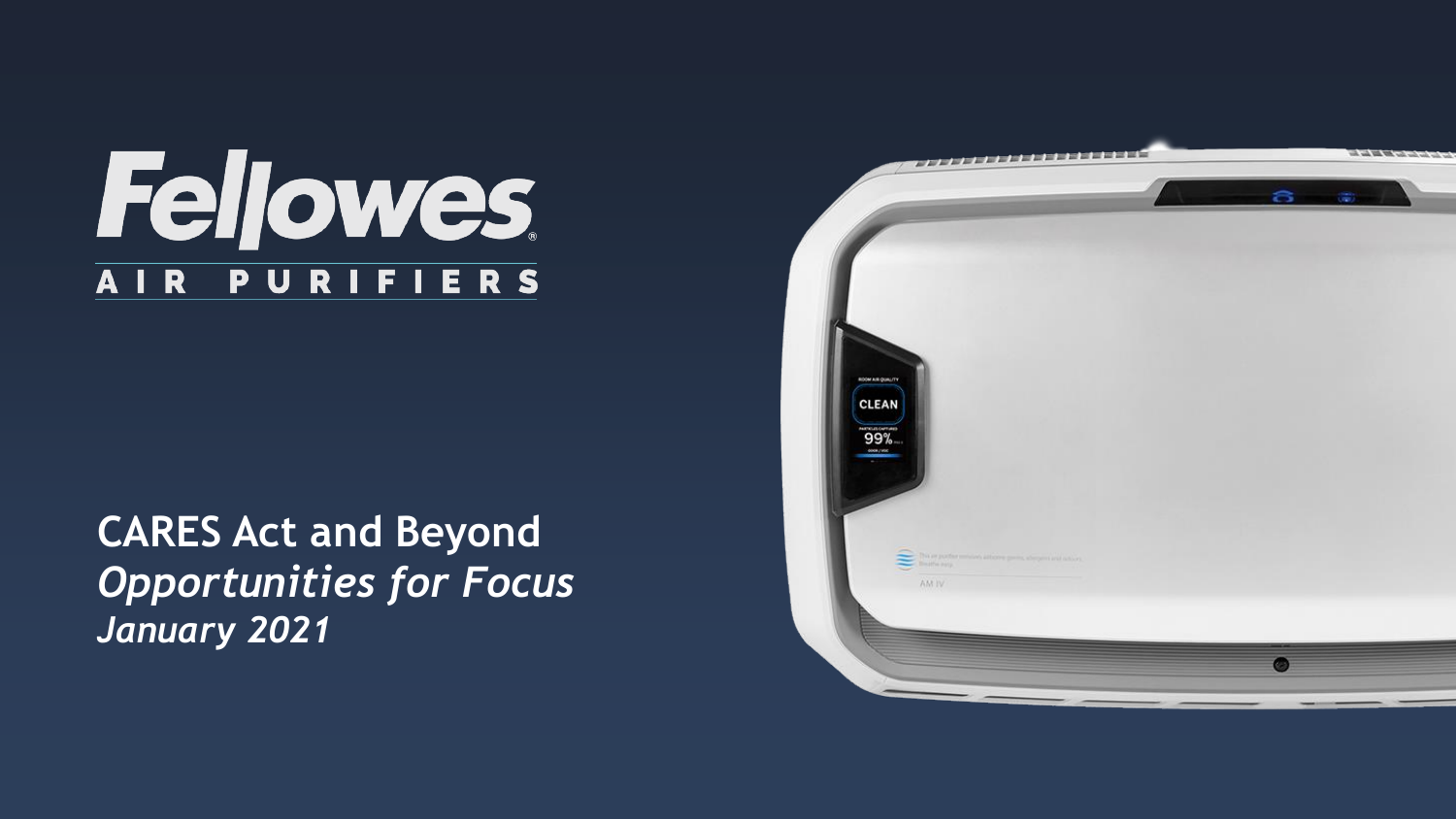# Fellowes

## AIR PURIFIERS

**CARES Act and Beyond**
***Opportunities for Focus***
***January 2021***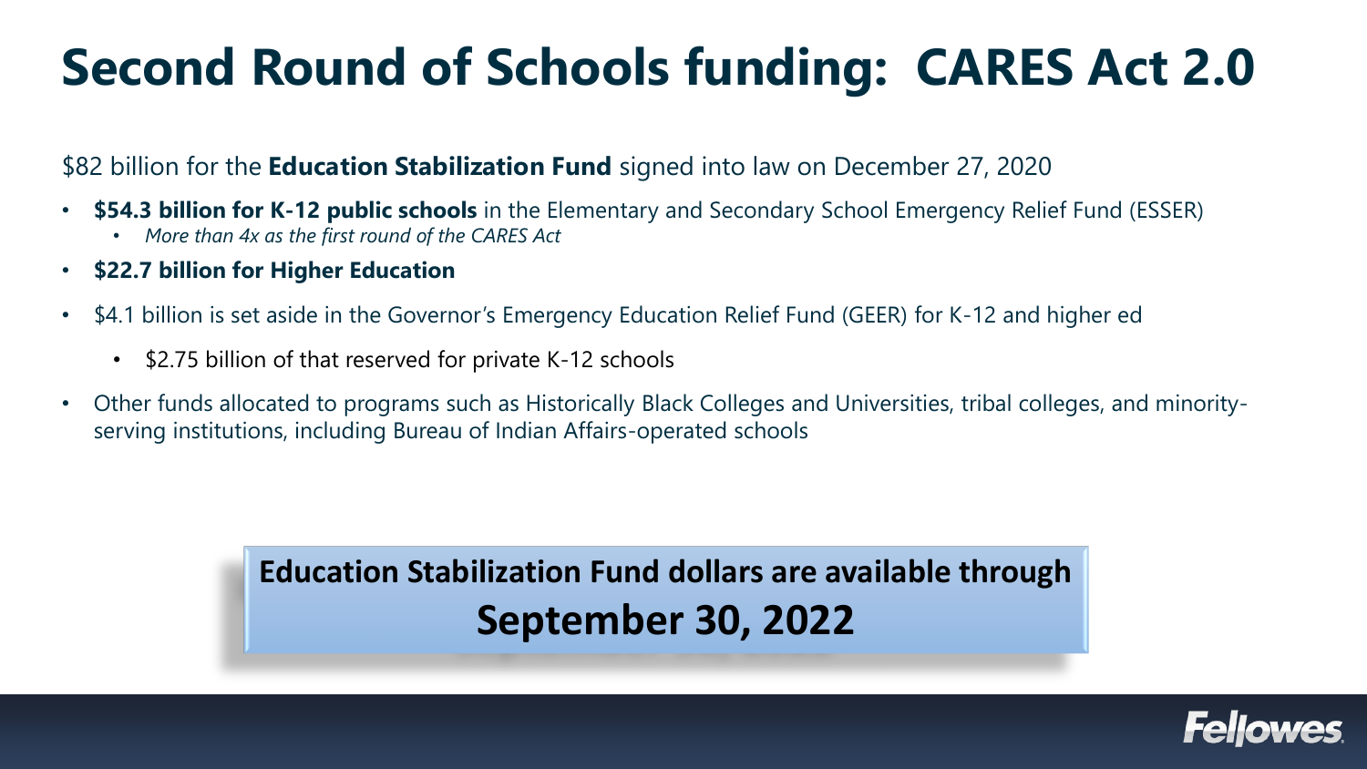# Second Round of Schools funding: CARES Act 2.0

$82 billion for the **Education Stabilization Fund** signed into law on December 27, 2020

- **$54.3 billion for K-12 public schools** in the Elementary and Secondary School Emergency Relief Fund (ESSER)
  - *More than 4x as the first round of the CARES Act*
- **$22.7 billion for Higher Education**
- $4.1 billion is set aside in the Governor's Emergency Education Relief Fund (GEER) for K-12 and higher ed
  - $2.75 billion of that reserved for private K-12 schools
- Other funds allocated to programs such as Historically Black Colleges and Universities, tribal colleges, and minority-serving institutions, including Bureau of Indian Affairs-operated schools

**Education Stabilization Fund dollars are available through**

**September 30, 2022**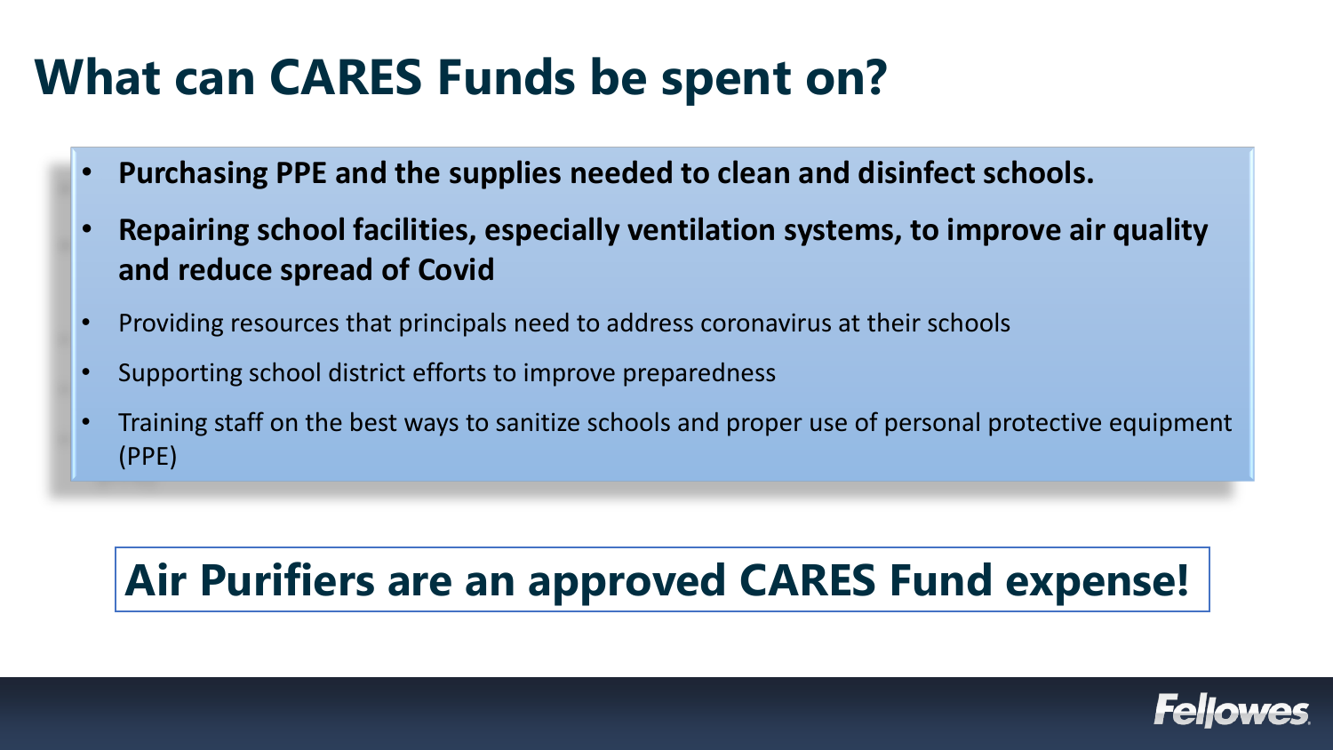# What can CARES Funds be spent on?

- **Purchasing PPE and the supplies needed to clean and disinfect schools.**
- **Repairing school facilities, especially ventilation systems, to improve air quality and reduce spread of Covid**
- Providing resources that principals need to address coronavirus at their schools
- Supporting school district efforts to improve preparedness
- Training staff on the best ways to sanitize schools and proper use of personal protective equipment (PPE)

**Air Purifiers are an approved CARES Fund expense!**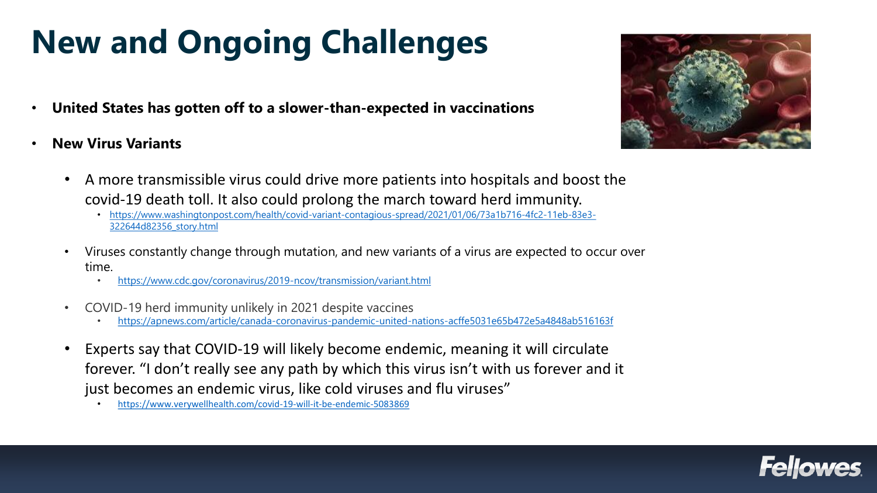# New and Ongoing Challenges

- **United States has gotten off to a slower-than-expected in vaccinations**
- **New Virus Variants**
  - A more transmissible virus could drive more patients into hospitals and boost the covid-19 death toll. It also could prolong the march toward herd immunity.
    - https://www.washingtonpost.com/health/covid-variant-contagious-spread/2021/01/06/73a1b716-4fc2-11eb-83e3-322644d82356_story.html
  - Viruses constantly change through mutation, and new variants of a virus are expected to occur over time.
    - https://www.cdc.gov/coronavirus/2019-ncov/transmission/variant.html
  - COVID-19 herd immunity unlikely in 2021 despite vaccines
    - https://apnews.com/article/canada-coronavirus-pandemic-united-nations-acffe5031e65b472e5a4848ab516163f
  - Experts say that COVID-19 will likely become endemic, meaning it will circulate forever. "I don't really see any path by which this virus isn't with us forever and it just becomes an endemic virus, like cold viruses and flu viruses"
    - https://www.verywellhealth.com/covid-19-will-it-be-endemic-5083869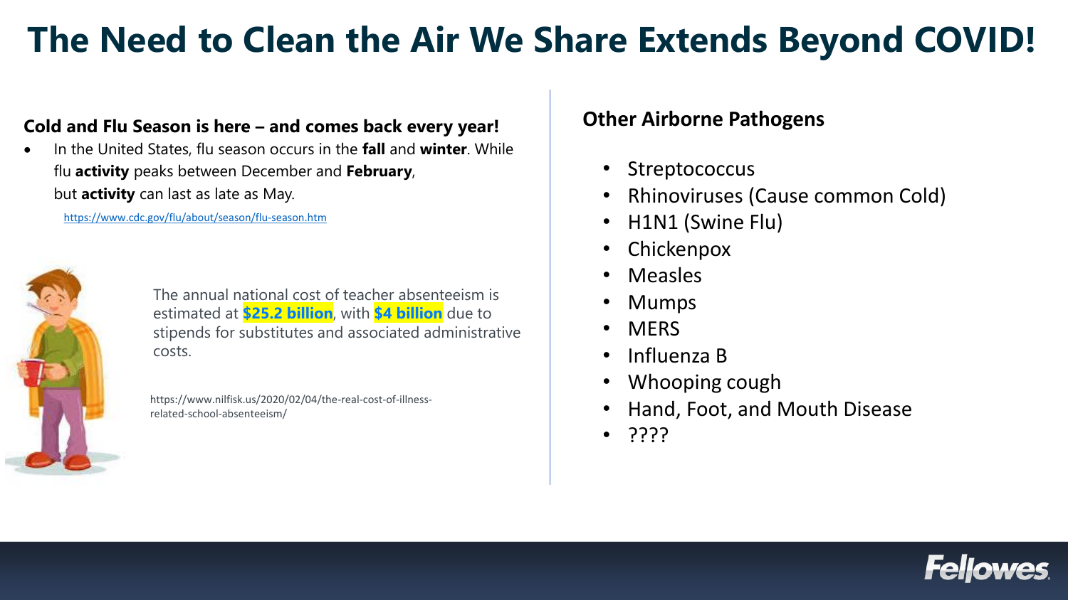# The Need to Clean the Air We Share Extends Beyond COVID!

**Cold and Flu Season is here – and comes back every year!**

- In the United States, flu season occurs in the **fall** and **winter**. While flu **activity** peaks between December and **February**, but **activity** can last as late as May.

https://www.cdc.gov/flu/about/season/flu-season.htm

The annual national cost of teacher absenteeism is estimated at **$25.2 billion**, with **$4 billion** due to stipends for substitutes and associated administrative costs.

https://www.nilfisk.us/2020/02/04/the-real-cost-of-illness-related-school-absenteeism/

**Other Airborne Pathogens**

- Streptococcus
- Rhinoviruses (Cause common Cold)
- H1N1 (Swine Flu)
- Chickenpox
- Measles
- Mumps
- MERS
- Influenza B
- Whooping cough
- Hand, Foot, and Mouth Disease
- ????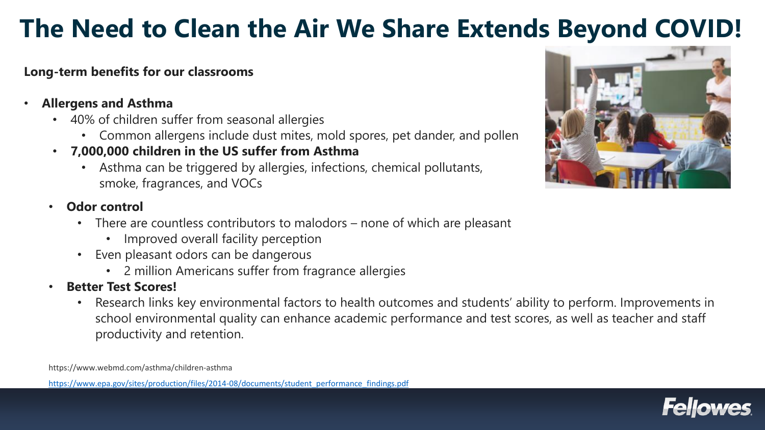# The Need to Clean the Air We Share Extends Beyond COVID!

**Long-term benefits for our classrooms**

- **Allergens and Asthma**
  - 40% of children suffer from seasonal allergies
    - Common allergens include dust mites, mold spores, pet dander, and pollen
  - **7,000,000 children in the US suffer from Asthma**
    - Asthma can be triggered by allergies, infections, chemical pollutants, smoke, fragrances, and VOCs
- **Odor control**
  - There are countless contributors to malodors – none of which are pleasant
    - Improved overall facility perception
  - Even pleasant odors can be dangerous
    - 2 million Americans suffer from fragrance allergies
- **Better Test Scores!**
  - Research links key environmental factors to health outcomes and students' ability to perform. Improvements in school environmental quality can enhance academic performance and test scores, as well as teacher and staff productivity and retention.

https://www.webmd.com/asthma/children-asthma

https://www.epa.gov/sites/production/files/2014-08/documents/student_performance_findings.pdf